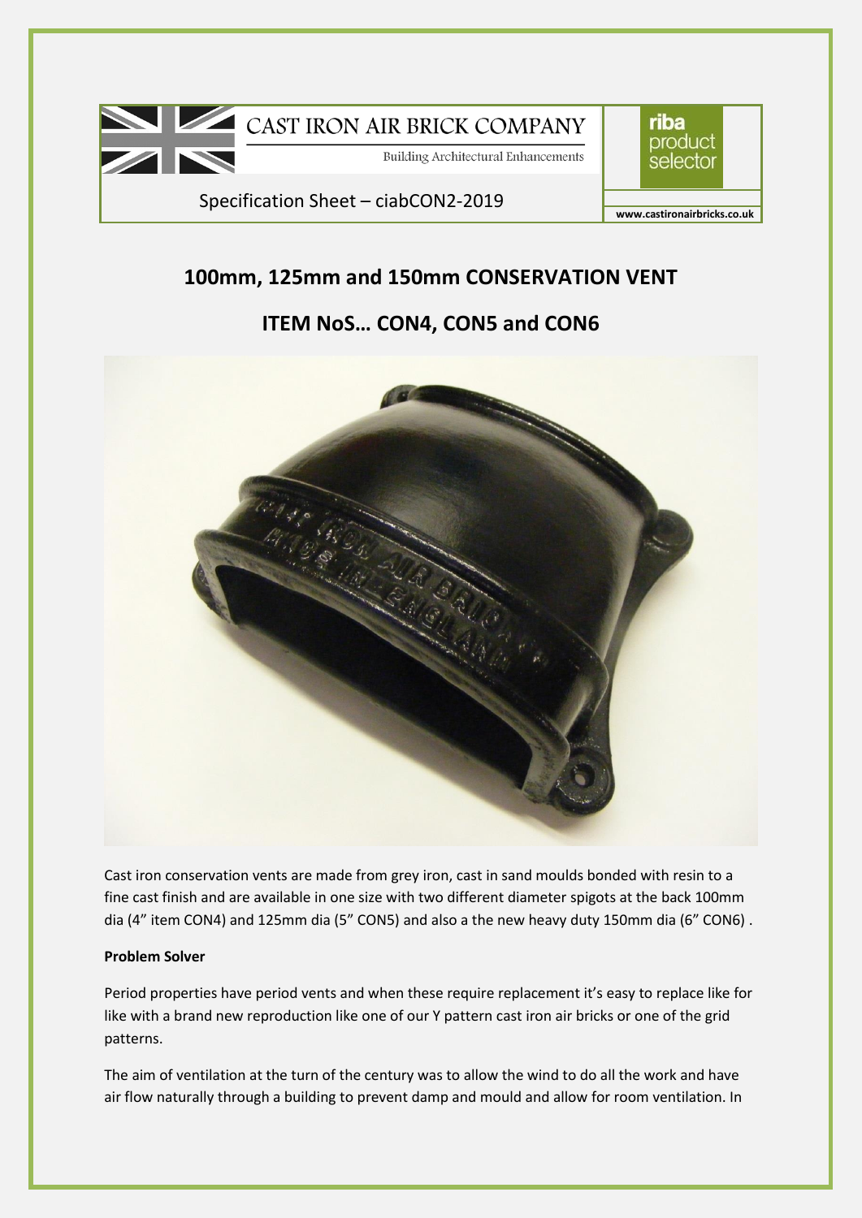CAST IRON AIR BRICK COMPANY

Building Architectural Enhancements

riba product selector

Specification Sheet – ciabCON2-2019

www.castironairbricks.co.uk

## 100mm, 125mm and 150mm CONSERVATION VENT

## ITEM NoS… CON4, CON5 and CON6

Cast iron conservation vents are made from grey iron, cast in sand moulds bonded with resin to a fine cast finish and are available in one size with two different diameter spigots at the back 100mm dia (4" item CON4) and 125mm dia (5" CON5) and also a the new heavy duty 150mm dia (6" CON6) .

**Problem Solver**

Period properties have period vents and when these require replacement it's easy to replace like for like with a brand new reproduction like one of our Y pattern cast iron air bricks or one of the grid patterns.

The aim of ventilation at the turn of the century was to allow the wind to do all the work and have air flow naturally through a building to prevent damp and mould and allow for room ventilation. In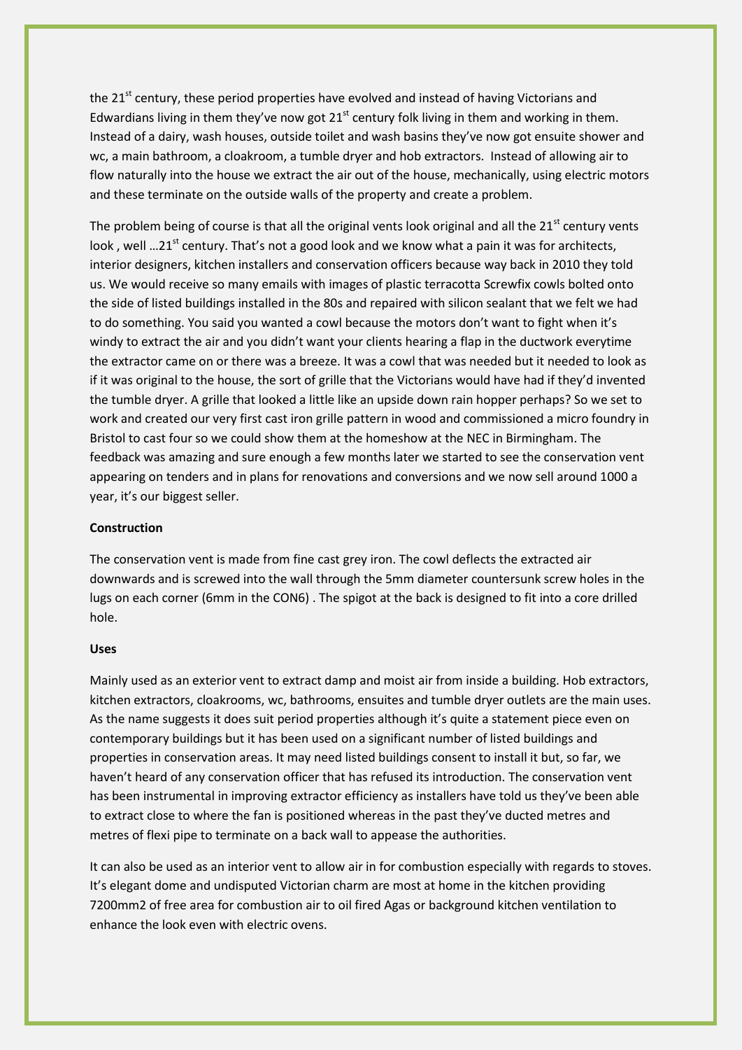the 21[st] century, these period properties have evolved and instead of having Victorians and Edwardians living in them they've now got 21[st] century folk living in them and working in them. Instead of a dairy, wash houses, outside toilet and wash basins they've now got ensuite shower and wc, a main bathroom, a cloakroom, a tumble dryer and hob extractors. Instead of allowing air to flow naturally into the house we extract the air out of the house, mechanically, using electric motors and these terminate on the outside walls of the property and create a problem.

The problem being of course is that all the original vents look original and all the 21[st] century vents look , well …21[st] century. That's not a good look and we know what a pain it was for architects, interior designers, kitchen installers and conservation officers because way back in 2010 they told us. We would receive so many emails with images of plastic terracotta Screwfix cowls bolted onto the side of listed buildings installed in the 80s and repaired with silicon sealant that we felt we had to do something. You said you wanted a cowl because the motors don't want to fight when it's windy to extract the air and you didn't want your clients hearing a flap in the ductwork everytime the extractor came on or there was a breeze. It was a cowl that was needed but it needed to look as if it was original to the house, the sort of grille that the Victorians would have had if they'd invented the tumble dryer. A grille that looked a little like an upside down rain hopper perhaps? So we set to work and created our very first cast iron grille pattern in wood and commissioned a micro foundry in Bristol to cast four so we could show them at the homeshow at the NEC in Birmingham. The feedback was amazing and sure enough a few months later we started to see the conservation vent appearing on tenders and in plans for renovations and conversions and we now sell around 1000 a year, it's our biggest seller.

**Construction**

The conservation vent is made from fine cast grey iron. The cowl deflects the extracted air downwards and is screwed into the wall through the 5mm diameter countersunk screw holes in the lugs on each corner (6mm in the CON6) . The spigot at the back is designed to fit into a core drilled hole.

**Uses**

Mainly used as an exterior vent to extract damp and moist air from inside a building. Hob extractors, kitchen extractors, cloakrooms, wc, bathrooms, ensuites and tumble dryer outlets are the main uses. As the name suggests it does suit period properties although it's quite a statement piece even on contemporary buildings but it has been used on a significant number of listed buildings and properties in conservation areas. It may need listed buildings consent to install it but, so far, we haven't heard of any conservation officer that has refused its introduction. The conservation vent has been instrumental in improving extractor efficiency as installers have told us they've been able to extract close to where the fan is positioned whereas in the past they've ducted metres and metres of flexi pipe to terminate on a back wall to appease the authorities.

It can also be used as an interior vent to allow air in for combustion especially with regards to stoves. It's elegant dome and undisputed Victorian charm are most at home in the kitchen providing 7200mm2 of free area for combustion air to oil fired Agas or background kitchen ventilation to enhance the look even with electric ovens.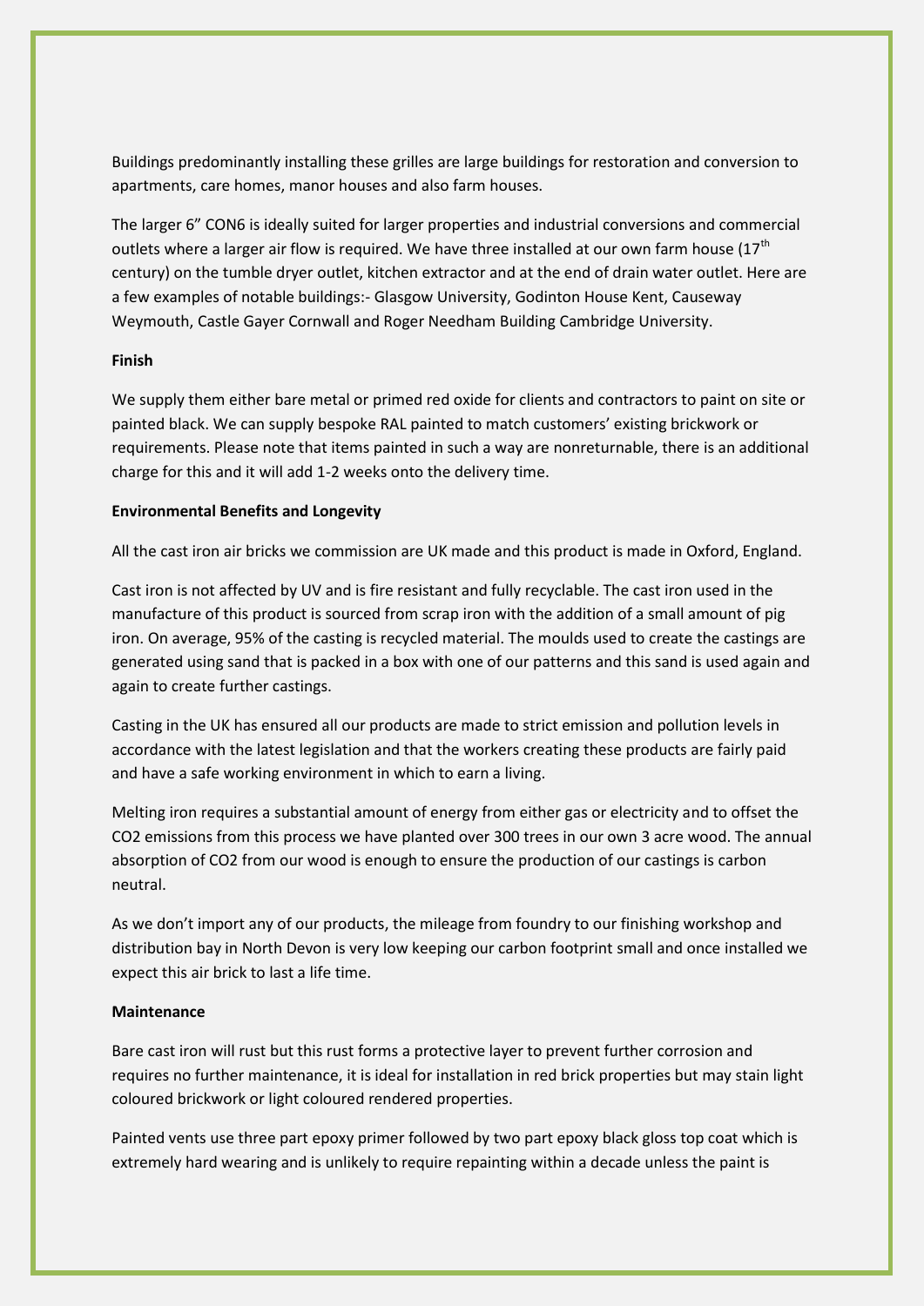Buildings predominantly installing these grilles are large buildings for restoration and conversion to apartments, care homes, manor houses and also farm houses.

The larger 6" CON6 is ideally suited for larger properties and industrial conversions and commercial outlets where a larger air flow is required. We have three installed at our own farm house (17$^{th}$ century) on the tumble dryer outlet, kitchen extractor and at the end of drain water outlet. Here are a few examples of notable buildings:- Glasgow University, Godinton House Kent, Causeway Weymouth, Castle Gayer Cornwall and Roger Needham Building Cambridge University.

**Finish**

We supply them either bare metal or primed red oxide for clients and contractors to paint on site or painted black. We can supply bespoke RAL painted to match customers' existing brickwork or requirements. Please note that items painted in such a way are nonreturnable, there is an additional charge for this and it will add 1-2 weeks onto the delivery time.

**Environmental Benefits and Longevity**

All the cast iron air bricks we commission are UK made and this product is made in Oxford, England.

Cast iron is not affected by UV and is fire resistant and fully recyclable. The cast iron used in the manufacture of this product is sourced from scrap iron with the addition of a small amount of pig iron. On average, 95% of the casting is recycled material. The moulds used to create the castings are generated using sand that is packed in a box with one of our patterns and this sand is used again and again to create further castings.

Casting in the UK has ensured all our products are made to strict emission and pollution levels in accordance with the latest legislation and that the workers creating these products are fairly paid and have a safe working environment in which to earn a living.

Melting iron requires a substantial amount of energy from either gas or electricity and to offset the $CO_2$ emissions from this process we have planted over 300 trees in our own 3 acre wood. The annual absorption of $CO_2$ from our wood is enough to ensure the production of our castings is carbon neutral.

As we don't import any of our products, the mileage from foundry to our finishing workshop and distribution bay in North Devon is very low keeping our carbon footprint small and once installed we expect this air brick to last a life time.

**Maintenance**

Bare cast iron will rust but this rust forms a protective layer to prevent further corrosion and requires no further maintenance, it is ideal for installation in red brick properties but may stain light coloured brickwork or light coloured rendered properties.

Painted vents use three part epoxy primer followed by two part epoxy black gloss top coat which is extremely hard wearing and is unlikely to require repainting within a decade unless the paint is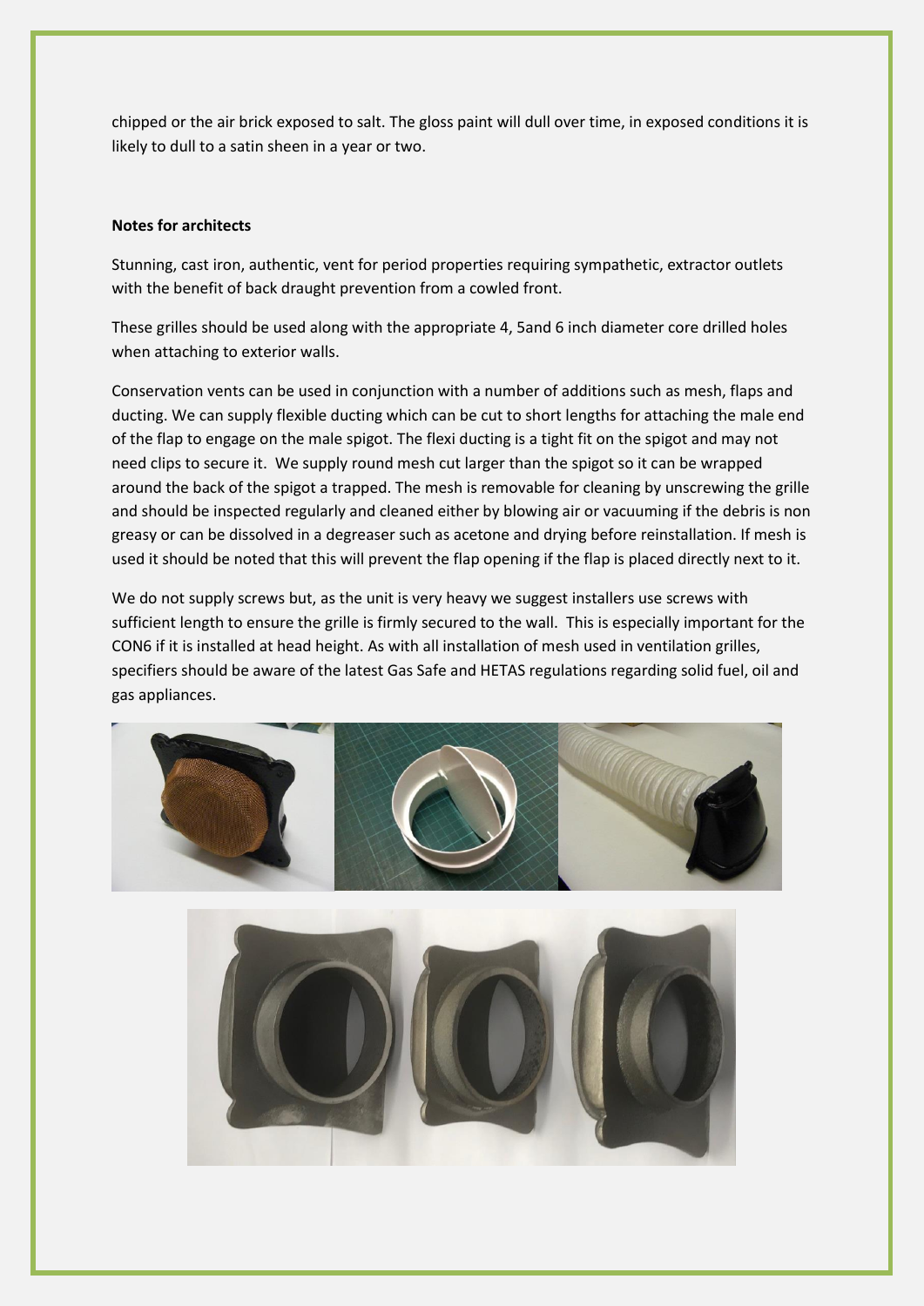chipped or the air brick exposed to salt. The gloss paint will dull over time, in exposed conditions it is likely to dull to a satin sheen in a year or two.

**Notes for architects**

Stunning, cast iron, authentic, vent for period properties requiring sympathetic, extractor outlets with the benefit of back draught prevention from a cowled front.

These grilles should be used along with the appropriate 4, 5and 6 inch diameter core drilled holes when attaching to exterior walls.

Conservation vents can be used in conjunction with a number of additions such as mesh, flaps and ducting. We can supply flexible ducting which can be cut to short lengths for attaching the male end of the flap to engage on the male spigot. The flexi ducting is a tight fit on the spigot and may not need clips to secure it. We supply round mesh cut larger than the spigot so it can be wrapped around the back of the spigot a trapped. The mesh is removable for cleaning by unscrewing the grille and should be inspected regularly and cleaned either by blowing air or vacuuming if the debris is non greasy or can be dissolved in a degreaser such as acetone and drying before reinstallation. If mesh is used it should be noted that this will prevent the flap opening if the flap is placed directly next to it.

We do not supply screws but, as the unit is very heavy we suggest installers use screws with sufficient length to ensure the grille is firmly secured to the wall. This is especially important for the CON6 if it is installed at head height. As with all installation of mesh used in ventilation grilles, specifiers should be aware of the latest Gas Safe and HETAS regulations regarding solid fuel, oil and gas appliances.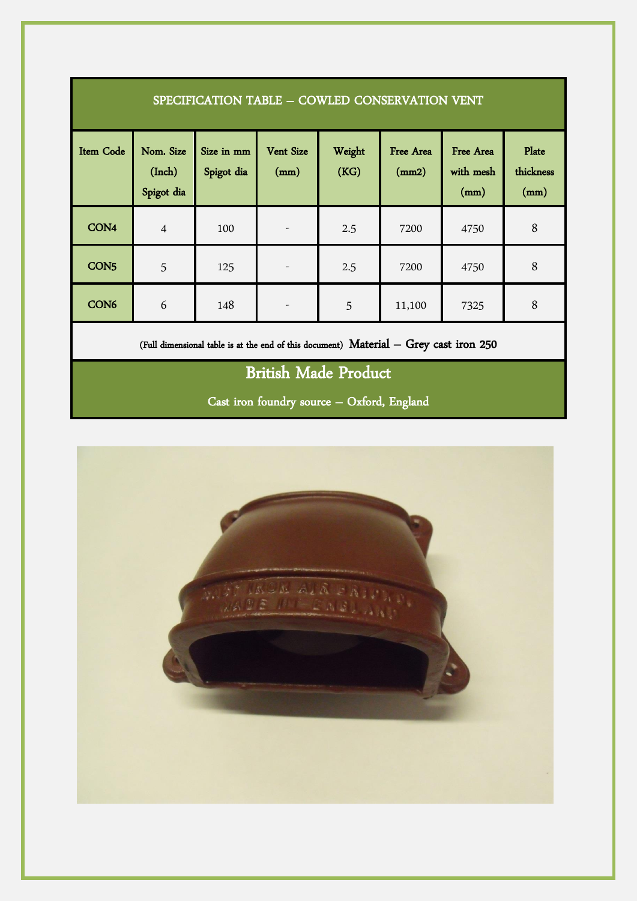| SPECIFICATION TABLE – COWLED CONSERVATION VENT | | | | | | | |
|---|---|---|---|---|---|---|---|
| Item Code | Nom. Size (Inch) Spigot dia | Size in mm Spigot dia | Vent Size (mm) | Weight (KG) | Free Area (mm2) | Free Area with mesh (mm) | Plate thickness (mm) |
| CON4 | 4 | 100 | - | 2.5 | 7200 | 4750 | 8 |
| CON5 | 5 | 125 | - | 2.5 | 7200 | 4750 | 8 |
| CON6 | 6 | 148 | - | 5 | 11,100 | 7325 | 8 |

(Full dimensional table is at the end of this document) **Material – Grey cast iron 250**

## British Made Product

Cast iron foundry source – Oxford, England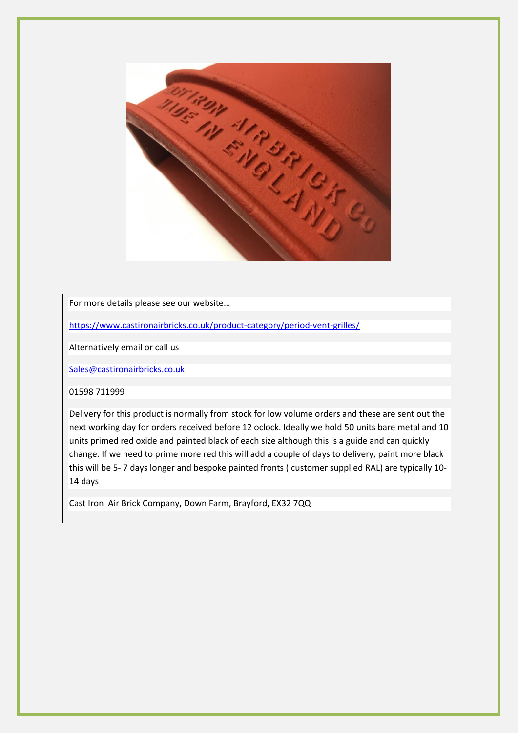For more details please see our website…

https://www.castironairbricks.co.uk/product-category/period-vent-grilles/

Alternatively email or call us

Sales@castironairbricks.co.uk

01598 711999

Delivery for this product is normally from stock for low volume orders and these are sent out the next working day for orders received before 12 oclock. Ideally we hold 50 units bare metal and 10 units primed red oxide and painted black of each size although this is a guide and can quickly change. If we need to prime more red this will add a couple of days to delivery, paint more black this will be 5- 7 days longer and bespoke painted fronts ( customer supplied RAL) are typically 10-14 days

Cast Iron  Air Brick Company, Down Farm, Brayford, EX32 7QQ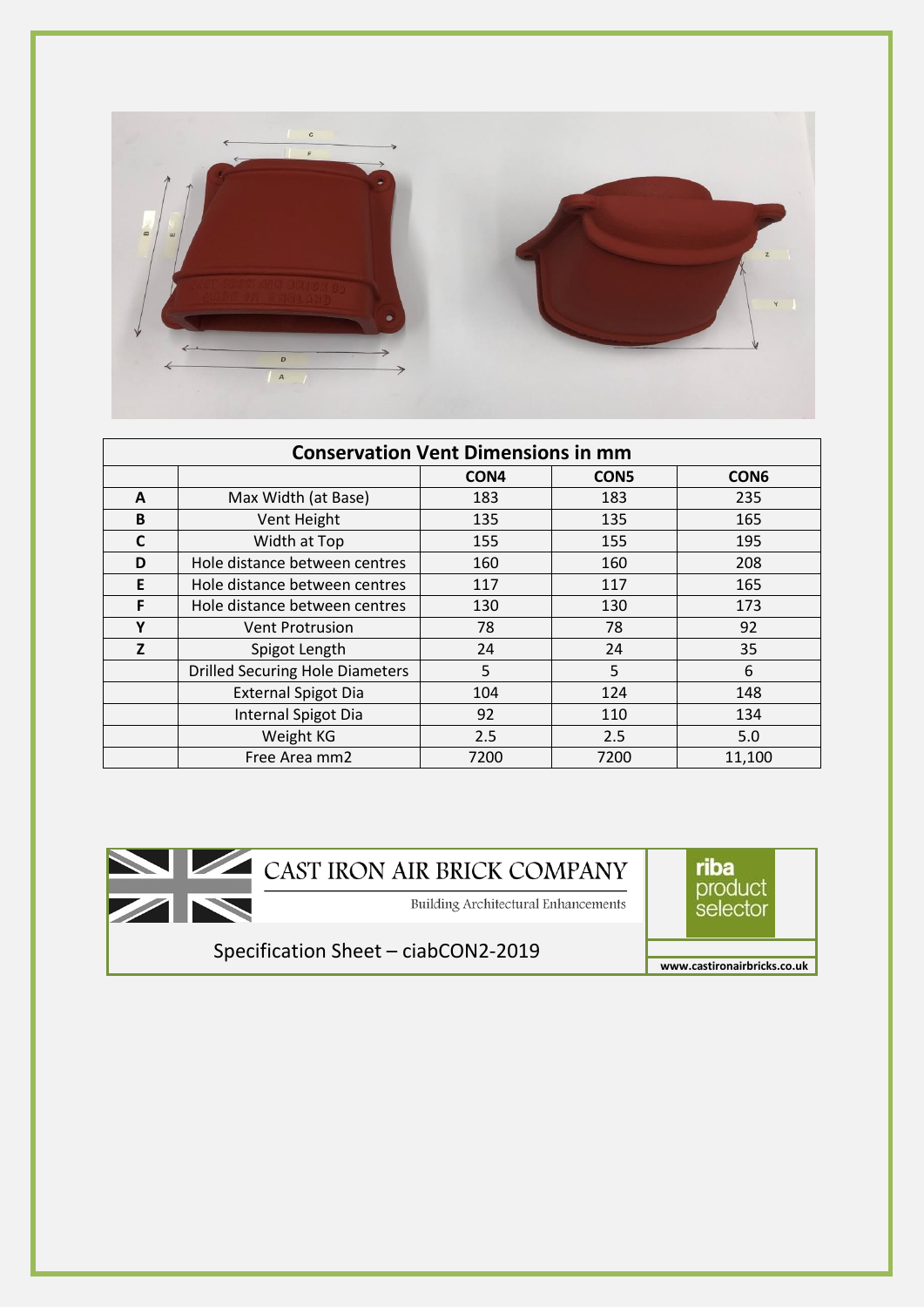| Conservation Vent Dimensions in mm | | | | |
|---|---|---|---|---|
| | | CON4 | CON5 | CON6 |
| A | Max Width (at Base) | 183 | 183 | 235 |
| B | Vent Height | 135 | 135 | 165 |
| C | Width at Top | 155 | 155 | 195 |
| D | Hole distance between centres | 160 | 160 | 208 |
| E | Hole distance between centres | 117 | 117 | 165 |
| F | Hole distance between centres | 130 | 130 | 173 |
| Y | Vent Protrusion | 78 | 78 | 92 |
| Z | Spigot Length | 24 | 24 | 35 |
| | Drilled Securing Hole Diameters | 5 | 5 | 6 |
| | External Spigot Dia | 104 | 124 | 148 |
| | Internal Spigot Dia | 92 | 110 | 134 |
| | Weight KG | 2.5 | 2.5 | 5.0 |
| | Free Area mm2 | 7200 | 7200 | 11,100 |

CAST IRON AIR BRICK COMPANY

Building Architectural Enhancements

riba product selector

Specification Sheet – ciabCON2-2019

www.castironairbricks.co.uk